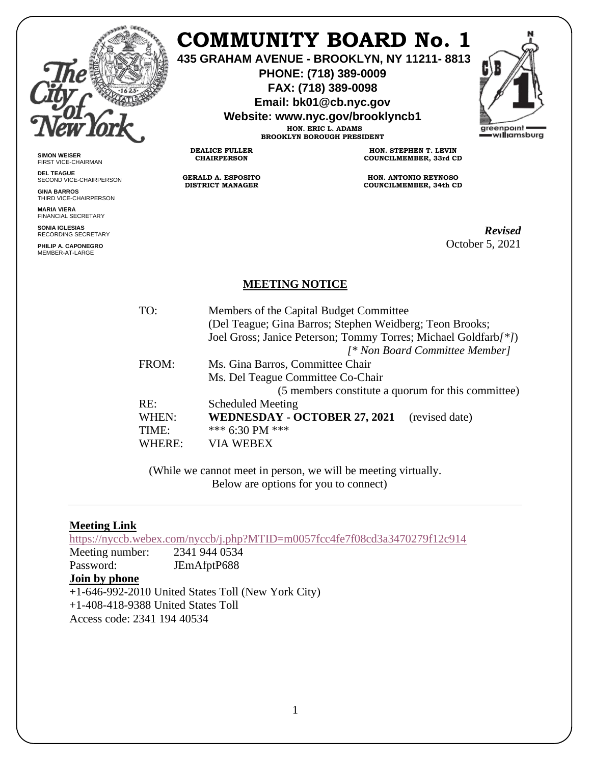# COMMUNITY BOARD No. 1

**435 GRAHAM AVENUE - BROOKLYN, NY 11211- 8813**
**PHONE: (718) 389-0009**
**FAX: (718) 389-0098**
**Email: bk01@cb.nyc.gov**
**Website: www.nyc.gov/brooklyncb1**

**HON. ERIC L. ADAMS**
**BROOKLYN BOROUGH PRESIDENT**

**DEALICE FULLER**
**CHAIRPERSON**

**GERALD A. ESPOSITO**
**DISTRICT MANAGER**

**HON. STEPHEN T. LEVIN**
**COUNCILMEMBER, 33rd CD**

**HON. ANTONIO REYNOSO**
**COUNCILMEMBER, 34th CD**

**SIMON WEISER**
FIRST VICE-CHAIRMAN

**DEL TEAGUE**
SECOND VICE-CHAIRPERSON

**GINA BARROS**
THIRD VICE-CHAIRPERSON

**MARIA VIERA**
FINANCIAL SECRETARY

**SONIA IGLESIAS**
RECORDING SECRETARY

**PHILIP A. CAPONEGRO**
MEMBER-AT-LARGE

***Revised***
October 5, 2021

## MEETING NOTICE

TO: Members of the Capital Budget Committee
(Del Teague; Gina Barros; Stephen Weidberg; Teon Brooks; Joel Gross; Janice Peterson; Tommy Torres; Michael Goldfarb*[*]*)
*[* Non Board Committee Member]*

FROM: Ms. Gina Barros, Committee Chair
Ms. Del Teague Committee Co-Chair
(5 members constitute a quorum for this committee)

RE: Scheduled Meeting

WHEN: **WEDNESDAY - OCTOBER 27, 2021** (revised date)

TIME: *** 6:30 PM ***

WHERE: VIA WEBEX

(While we cannot meet in person, we will be meeting virtually.
Below are options for you to connect)

---

**Meeting Link**

https://nyccb.webex.com/nyccb/j.php?MTID=m0057fcc4fe7f08cd3a3470279f12c914

Meeting number: 2341 944 0534
Password: JEmAfptP688

**Join by phone**

+1-646-992-2010 United States Toll (New York City)
+1-408-418-9388 United States Toll
Access code: 2341 194 40534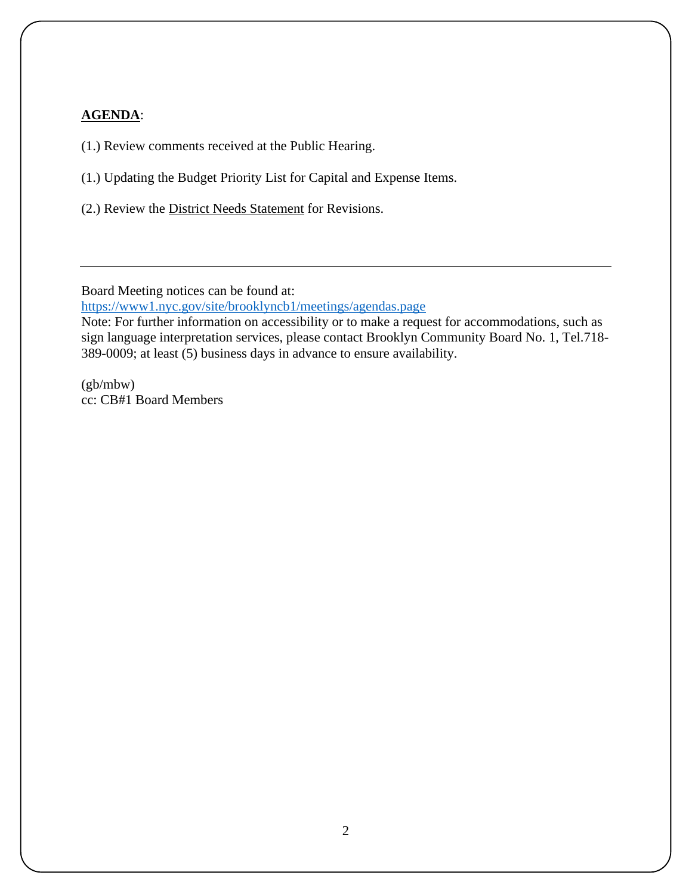**AGENDA**:

(1.) Review comments received at the Public Hearing.

(1.) Updating the Budget Priority List for Capital and Expense Items.

(2.) Review the District Needs Statement for Revisions.

---

Board Meeting notices can be found at:
https://www1.nyc.gov/site/brooklyncb1/meetings/agendas.page
Note: For further information on accessibility or to make a request for accommodations, such as sign language interpretation services, please contact Brooklyn Community Board No. 1, Tel.718-389-0009; at least (5) business days in advance to ensure availability.

(gb/mbw)
cc: CB#1 Board Members